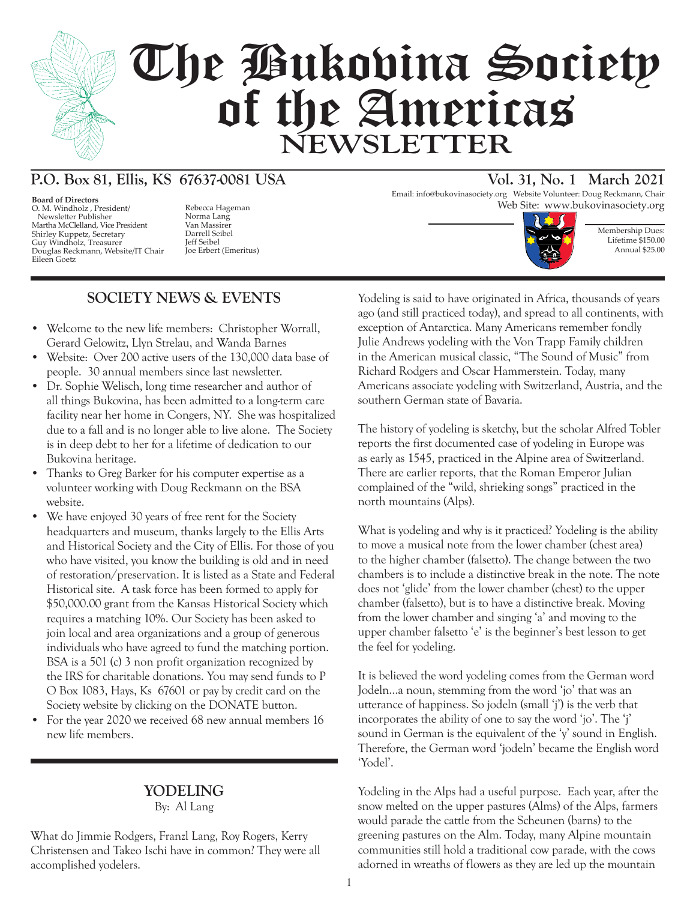# The Bukovina Society of the Americas NEWSLETTER

**P.O. Box 81, Ellis, KS 67637-0081 USA**

**Vol. 31, No. 1 March 2021**

Email: info@bukovinasociety.org Website Volunteer: Doug Reckmann, Chair
Web Site: www.bukovinasociety.org

**Board of Directors**
O. M. Windholz , President/ Newsletter Publisher
Martha McClelland, Vice President
Shirley Kuppetz, Secretary
Guy Windholz, Treasurer
Douglas Reckmann, Website/IT Chair
Eileen Goetz
Rebecca Hageman
Norma Lang
Van Massirer
Darrell Seibel
Jeff Seibel
Joe Erbert (Emeritus)

Membership Dues:
Lifetime $150.00
Annual $25.00

## SOCIETY NEWS & EVENTS

- Welcome to the new life members: Christopher Worrall, Gerard Gelowitz, Llyn Strelau, and Wanda Barnes
- Website: Over 200 active users of the 130,000 data base of people. 30 annual members since last newsletter.
- Dr. Sophie Welisch, long time researcher and author of all things Bukovina, has been admitted to a long-term care facility near her home in Congers, NY. She was hospitalized due to a fall and is no longer able to live alone. The Society is in deep debt to her for a lifetime of dedication to our Bukovina heritage.
- Thanks to Greg Barker for his computer expertise as a volunteer working with Doug Reckmann on the BSA website.
- We have enjoyed 30 years of free rent for the Society headquarters and museum, thanks largely to the Ellis Arts and Historical Society and the City of Ellis. For those of you who have visited, you know the building is old and in need of restoration/preservation. It is listed as a State and Federal Historical site. A task force has been formed to apply for $50,000.00 grant from the Kansas Historical Society which requires a matching 10%. Our Society has been asked to join local and area organizations and a group of generous individuals who have agreed to fund the matching portion. BSA is a 501 (c) 3 non profit organization recognized by the IRS for charitable donations. You may send funds to P O Box 1083, Hays, Ks 67601 or pay by credit card on the Society website by clicking on the DONATE button.
- For the year 2020 we received 68 new annual members 16 new life members.

## YODELING

By: Al Lang

What do Jimmie Rodgers, Franzl Lang, Roy Rogers, Kerry Christensen and Takeo Ischi have in common? They were all accomplished yodelers.

Yodeling is said to have originated in Africa, thousands of years ago (and still practiced today), and spread to all continents, with exception of Antarctica. Many Americans remember fondly Julie Andrews yodeling with the Von Trapp Family children in the American musical classic, "The Sound of Music" from Richard Rodgers and Oscar Hammerstein. Today, many Americans associate yodeling with Switzerland, Austria, and the southern German state of Bavaria.

The history of yodeling is sketchy, but the scholar Alfred Tobler reports the first documented case of yodeling in Europe was as early as 1545, practiced in the Alpine area of Switzerland. There are earlier reports, that the Roman Emperor Julian complained of the "wild, shrieking songs" practiced in the north mountains (Alps).

What is yodeling and why is it practiced? Yodeling is the ability to move a musical note from the lower chamber (chest area) to the higher chamber (falsetto). The change between the two chambers is to include a distinctive break in the note. The note does not 'glide' from the lower chamber (chest) to the upper chamber (falsetto), but is to have a distinctive break. Moving from the lower chamber and singing 'a' and moving to the upper chamber falsetto 'e' is the beginner's best lesson to get the feel for yodeling.

It is believed the word yodeling comes from the German word Jodeln...a noun, stemming from the word 'jo' that was an utterance of happiness. So jodeln (small 'j') is the verb that incorporates the ability of one to say the word 'jo'. The 'j' sound in German is the equivalent of the 'y' sound in English. Therefore, the German word 'jodeln' became the English word 'Yodel'.

Yodeling in the Alps had a useful purpose. Each year, after the snow melted on the upper pastures (Alms) of the Alps, farmers would parade the cattle from the Scheunen (barns) to the greening pastures on the Alm. Today, many Alpine mountain communities still hold a traditional cow parade, with the cows adorned in wreaths of flowers as they are led up the mountain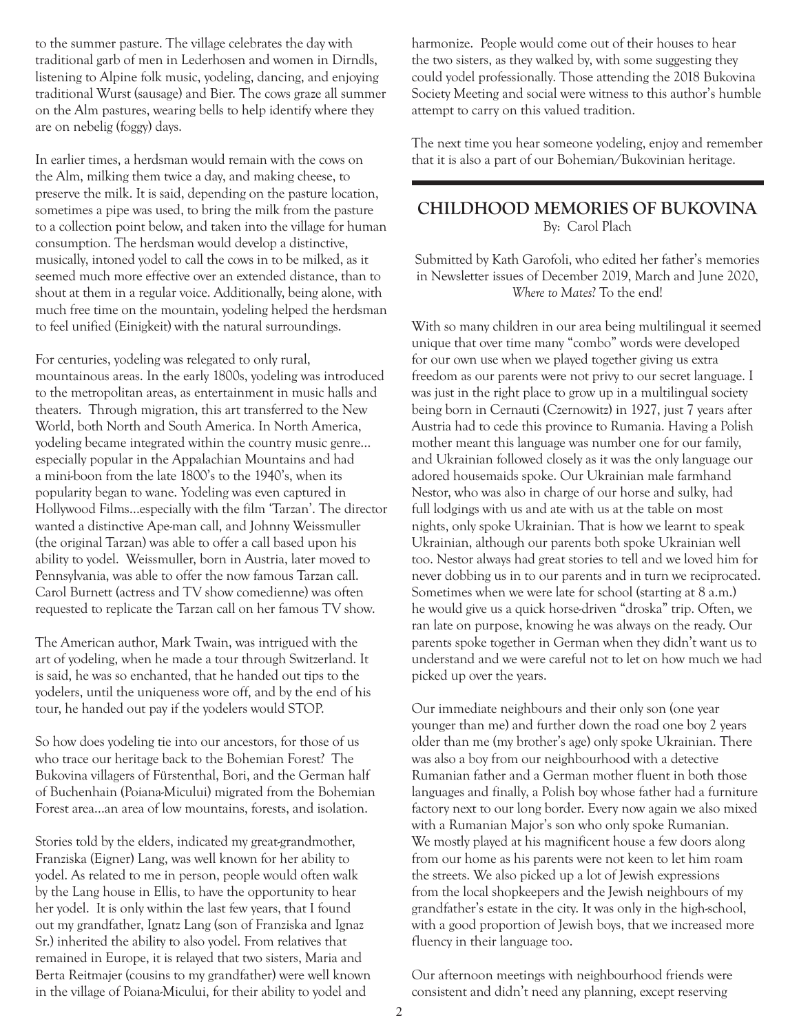to the summer pasture. The village celebrates the day with traditional garb of men in Lederhosen and women in Dirndls, listening to Alpine folk music, yodeling, dancing, and enjoying traditional Wurst (sausage) and Bier. The cows graze all summer on the Alm pastures, wearing bells to help identify where they are on nebelig (foggy) days.

In earlier times, a herdsman would remain with the cows on the Alm, milking them twice a day, and making cheese, to preserve the milk. It is said, depending on the pasture location, sometimes a pipe was used, to bring the milk from the pasture to a collection point below, and taken into the village for human consumption. The herdsman would develop a distinctive, musically, intoned yodel to call the cows in to be milked, as it seemed much more effective over an extended distance, than to shout at them in a regular voice. Additionally, being alone, with much free time on the mountain, yodeling helped the herdsman to feel unified (Einigkeit) with the natural surroundings.

For centuries, yodeling was relegated to only rural, mountainous areas. In the early 1800s, yodeling was introduced to the metropolitan areas, as entertainment in music halls and theaters. Through migration, this art transferred to the New World, both North and South America. In North America, yodeling became integrated within the country music genre... especially popular in the Appalachian Mountains and had a mini-boon from the late 1800's to the 1940's, when its popularity began to wane. Yodeling was even captured in Hollywood Films...especially with the film 'Tarzan'. The director wanted a distinctive Ape-man call, and Johnny Weissmuller (the original Tarzan) was able to offer a call based upon his ability to yodel. Weissmuller, born in Austria, later moved to Pennsylvania, was able to offer the now famous Tarzan call. Carol Burnett (actress and TV show comedienne) was often requested to replicate the Tarzan call on her famous TV show.

The American author, Mark Twain, was intrigued with the art of yodeling, when he made a tour through Switzerland. It is said, he was so enchanted, that he handed out tips to the yodelers, until the uniqueness wore off, and by the end of his tour, he handed out pay if the yodelers would STOP.

So how does yodeling tie into our ancestors, for those of us who trace our heritage back to the Bohemian Forest? The Bukovina villagers of Fürstenthal, Bori, and the German half of Buchenhain (Poiana-Micului) migrated from the Bohemian Forest area...an area of low mountains, forests, and isolation.

Stories told by the elders, indicated my great-grandmother, Franziska (Eigner) Lang, was well known for her ability to yodel. As related to me in person, people would often walk by the Lang house in Ellis, to have the opportunity to hear her yodel. It is only within the last few years, that I found out my grandfather, Ignatz Lang (son of Franziska and Ignaz Sr.) inherited the ability to also yodel. From relatives that remained in Europe, it is relayed that two sisters, Maria and Berta Reitmajer (cousins to my grandfather) were well known in the village of Poiana-Micului, for their ability to yodel and harmonize. People would come out of their houses to hear the two sisters, as they walked by, with some suggesting they could yodel professionally. Those attending the 2018 Bukovina Society Meeting and social were witness to this author's humble attempt to carry on this valued tradition.

The next time you hear someone yodeling, enjoy and remember that it is also a part of our Bohemian/Bukovinian heritage.

---

## CHILDHOOD MEMORIES OF BUKOVINA

By: Carol Plach

Submitted by Kath Garofoli, who edited her father's memories in Newsletter issues of December 2019, March and June 2020, *Where to Mates?* To the end!

With so many children in our area being multilingual it seemed unique that over time many "combo" words were developed for our own use when we played together giving us extra freedom as our parents were not privy to our secret language. I was just in the right place to grow up in a multilingual society being born in Cernauti (Czernowitz) in 1927, just 7 years after Austria had to cede this province to Rumania. Having a Polish mother meant this language was number one for our family, and Ukrainian followed closely as it was the only language our adored housemaids spoke. Our Ukrainian male farmhand Nestor, who was also in charge of our horse and sulky, had full lodgings with us and ate with us at the table on most nights, only spoke Ukrainian. That is how we learnt to speak Ukrainian, although our parents both spoke Ukrainian well too. Nestor always had great stories to tell and we loved him for never dobbing us in to our parents and in turn we reciprocated. Sometimes when we were late for school (starting at 8 a.m.) he would give us a quick horse-driven "droska" trip. Often, we ran late on purpose, knowing he was always on the ready. Our parents spoke together in German when they didn't want us to understand and we were careful not to let on how much we had picked up over the years.

Our immediate neighbours and their only son (one year younger than me) and further down the road one boy 2 years older than me (my brother's age) only spoke Ukrainian. There was also a boy from our neighbourhood with a detective Rumanian father and a German mother fluent in both those languages and finally, a Polish boy whose father had a furniture factory next to our long border. Every now again we also mixed with a Rumanian Major's son who only spoke Rumanian. We mostly played at his magnificent house a few doors along from our home as his parents were not keen to let him roam the streets. We also picked up a lot of Jewish expressions from the local shopkeepers and the Jewish neighbours of my grandfather's estate in the city. It was only in the high-school, with a good proportion of Jewish boys, that we increased more fluency in their language too.

Our afternoon meetings with neighbourhood friends were consistent and didn't need any planning, except reserving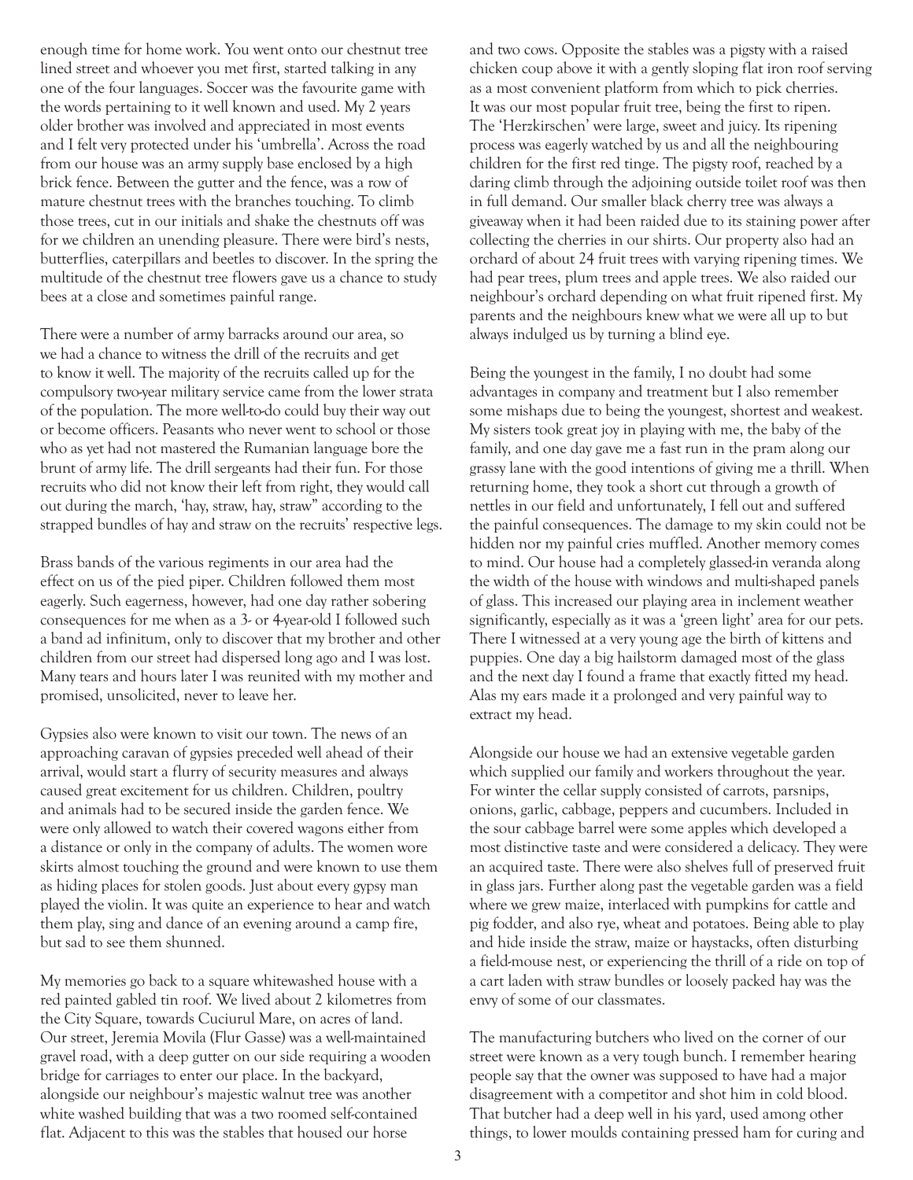enough time for home work. You went onto our chestnut tree lined street and whoever you met first, started talking in any one of the four languages. Soccer was the favourite game with the words pertaining to it well known and used. My 2 years older brother was involved and appreciated in most events and I felt very protected under his 'umbrella'. Across the road from our house was an army supply base enclosed by a high brick fence. Between the gutter and the fence, was a row of mature chestnut trees with the branches touching. To climb those trees, cut in our initials and shake the chestnuts off was for we children an unending pleasure. There were bird's nests, butterflies, caterpillars and beetles to discover. In the spring the multitude of the chestnut tree flowers gave us a chance to study bees at a close and sometimes painful range.

There were a number of army barracks around our area, so we had a chance to witness the drill of the recruits and get to know it well. The majority of the recruits called up for the compulsory two-year military service came from the lower strata of the population. The more well-to-do could buy their way out or become officers. Peasants who never went to school or those who as yet had not mastered the Rumanian language bore the brunt of army life. The drill sergeants had their fun. For those recruits who did not know their left from right, they would call out during the march, 'hay, straw, hay, straw" according to the strapped bundles of hay and straw on the recruits' respective legs.

Brass bands of the various regiments in our area had the effect on us of the pied piper. Children followed them most eagerly. Such eagerness, however, had one day rather sobering consequences for me when as a 3- or 4-year-old I followed such a band ad infinitum, only to discover that my brother and other children from our street had dispersed long ago and I was lost. Many tears and hours later I was reunited with my mother and promised, unsolicited, never to leave her.

Gypsies also were known to visit our town. The news of an approaching caravan of gypsies preceded well ahead of their arrival, would start a flurry of security measures and always caused great excitement for us children. Children, poultry and animals had to be secured inside the garden fence. We were only allowed to watch their covered wagons either from a distance or only in the company of adults. The women wore skirts almost touching the ground and were known to use them as hiding places for stolen goods. Just about every gypsy man played the violin. It was quite an experience to hear and watch them play, sing and dance of an evening around a camp fire, but sad to see them shunned.

My memories go back to a square whitewashed house with a red painted gabled tin roof. We lived about 2 kilometres from the City Square, towards Cuciurul Mare, on acres of land. Our street, Jeremia Movila (Flur Gasse) was a well-maintained gravel road, with a deep gutter on our side requiring a wooden bridge for carriages to enter our place. In the backyard, alongside our neighbour's majestic walnut tree was another white washed building that was a two roomed self-contained flat. Adjacent to this was the stables that housed our horse and two cows. Opposite the stables was a pigsty with a raised chicken coup above it with a gently sloping flat iron roof serving as a most convenient platform from which to pick cherries. It was our most popular fruit tree, being the first to ripen. The 'Herzkirschen' were large, sweet and juicy. Its ripening process was eagerly watched by us and all the neighbouring children for the first red tinge. The pigsty roof, reached by a daring climb through the adjoining outside toilet roof was then in full demand. Our smaller black cherry tree was always a giveaway when it had been raided due to its staining power after collecting the cherries in our shirts. Our property also had an orchard of about 24 fruit trees with varying ripening times. We had pear trees, plum trees and apple trees. We also raided our neighbour's orchard depending on what fruit ripened first. My parents and the neighbours knew what we were all up to but always indulged us by turning a blind eye.

Being the youngest in the family, I no doubt had some advantages in company and treatment but I also remember some mishaps due to being the youngest, shortest and weakest. My sisters took great joy in playing with me, the baby of the family, and one day gave me a fast run in the pram along our grassy lane with the good intentions of giving me a thrill. When returning home, they took a short cut through a growth of nettles in our field and unfortunately, I fell out and suffered the painful consequences. The damage to my skin could not be hidden nor my painful cries muffled. Another memory comes to mind. Our house had a completely glassed-in veranda along the width of the house with windows and multi-shaped panels of glass. This increased our playing area in inclement weather significantly, especially as it was a 'green light' area for our pets. There I witnessed at a very young age the birth of kittens and puppies. One day a big hailstorm damaged most of the glass and the next day I found a frame that exactly fitted my head. Alas my ears made it a prolonged and very painful way to extract my head.

Alongside our house we had an extensive vegetable garden which supplied our family and workers throughout the year. For winter the cellar supply consisted of carrots, parsnips, onions, garlic, cabbage, peppers and cucumbers. Included in the sour cabbage barrel were some apples which developed a most distinctive taste and were considered a delicacy. They were an acquired taste. There were also shelves full of preserved fruit in glass jars. Further along past the vegetable garden was a field where we grew maize, interlaced with pumpkins for cattle and pig fodder, and also rye, wheat and potatoes. Being able to play and hide inside the straw, maize or haystacks, often disturbing a field-mouse nest, or experiencing the thrill of a ride on top of a cart laden with straw bundles or loosely packed hay was the envy of some of our classmates.

The manufacturing butchers who lived on the corner of our street were known as a very tough bunch. I remember hearing people say that the owner was supposed to have had a major disagreement with a competitor and shot him in cold blood. That butcher had a deep well in his yard, used among other things, to lower moulds containing pressed ham for curing and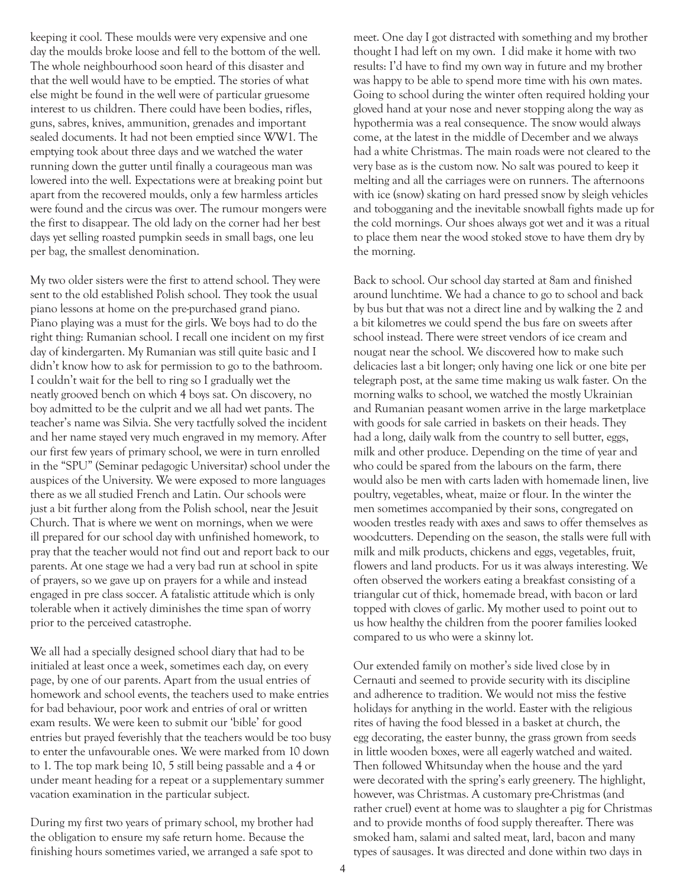keeping it cool. These moulds were very expensive and one day the moulds broke loose and fell to the bottom of the well. The whole neighbourhood soon heard of this disaster and that the well would have to be emptied. The stories of what else might be found in the well were of particular gruesome interest to us children. There could have been bodies, rifles, guns, sabres, knives, ammunition, grenades and important sealed documents. It had not been emptied since WW1. The emptying took about three days and we watched the water running down the gutter until finally a courageous man was lowered into the well. Expectations were at breaking point but apart from the recovered moulds, only a few harmless articles were found and the circus was over. The rumour mongers were the first to disappear. The old lady on the corner had her best days yet selling roasted pumpkin seeds in small bags, one leu per bag, the smallest denomination.

My two older sisters were the first to attend school. They were sent to the old established Polish school. They took the usual piano lessons at home on the pre-purchased grand piano. Piano playing was a must for the girls. We boys had to do the right thing: Rumanian school. I recall one incident on my first day of kindergarten. My Rumanian was still quite basic and I didn't know how to ask for permission to go to the bathroom. I couldn't wait for the bell to ring so I gradually wet the neatly grooved bench on which 4 boys sat. On discovery, no boy admitted to be the culprit and we all had wet pants. The teacher's name was Silvia. She very tactfully solved the incident and her name stayed very much engraved in my memory. After our first few years of primary school, we were in turn enrolled in the "SPU" (Seminar pedagogic Universitar) school under the auspices of the University. We were exposed to more languages there as we all studied French and Latin. Our schools were just a bit further along from the Polish school, near the Jesuit Church. That is where we went on mornings, when we were ill prepared for our school day with unfinished homework, to pray that the teacher would not find out and report back to our parents. At one stage we had a very bad run at school in spite of prayers, so we gave up on prayers for a while and instead engaged in pre class soccer. A fatalistic attitude which is only tolerable when it actively diminishes the time span of worry prior to the perceived catastrophe.

We all had a specially designed school diary that had to be initialed at least once a week, sometimes each day, on every page, by one of our parents. Apart from the usual entries of homework and school events, the teachers used to make entries for bad behaviour, poor work and entries of oral or written exam results. We were keen to submit our 'bible' for good entries but prayed feverishly that the teachers would be too busy to enter the unfavourable ones. We were marked from 10 down to 1. The top mark being 10, 5 still being passable and a 4 or under meant heading for a repeat or a supplementary summer vacation examination in the particular subject.

During my first two years of primary school, my brother had the obligation to ensure my safe return home. Because the finishing hours sometimes varied, we arranged a safe spot to meet. One day I got distracted with something and my brother thought I had left on my own. I did make it home with two results: I'd have to find my own way in future and my brother was happy to be able to spend more time with his own mates. Going to school during the winter often required holding your gloved hand at your nose and never stopping along the way as hypothermia was a real consequence. The snow would always come, at the latest in the middle of December and we always had a white Christmas. The main roads were not cleared to the very base as is the custom now. No salt was poured to keep it melting and all the carriages were on runners. The afternoons with ice (snow) skating on hard pressed snow by sleigh vehicles and tobogganing and the inevitable snowball fights made up for the cold mornings. Our shoes always got wet and it was a ritual to place them near the wood stoked stove to have them dry by the morning.

Back to school. Our school day started at 8am and finished around lunchtime. We had a chance to go to school and back by bus but that was not a direct line and by walking the 2 and a bit kilometres we could spend the bus fare on sweets after school instead. There were street vendors of ice cream and nougat near the school. We discovered how to make such delicacies last a bit longer; only having one lick or one bite per telegraph post, at the same time making us walk faster. On the morning walks to school, we watched the mostly Ukrainian and Rumanian peasant women arrive in the large marketplace with goods for sale carried in baskets on their heads. They had a long, daily walk from the country to sell butter, eggs, milk and other produce. Depending on the time of year and who could be spared from the labours on the farm, there would also be men with carts laden with homemade linen, live poultry, vegetables, wheat, maize or flour. In the winter the men sometimes accompanied by their sons, congregated on wooden trestles ready with axes and saws to offer themselves as woodcutters. Depending on the season, the stalls were full with milk and milk products, chickens and eggs, vegetables, fruit, flowers and land products. For us it was always interesting. We often observed the workers eating a breakfast consisting of a triangular cut of thick, homemade bread, with bacon or lard topped with cloves of garlic. My mother used to point out to us how healthy the children from the poorer families looked compared to us who were a skinny lot.

Our extended family on mother's side lived close by in Cernauti and seemed to provide security with its discipline and adherence to tradition. We would not miss the festive holidays for anything in the world. Easter with the religious rites of having the food blessed in a basket at church, the egg decorating, the easter bunny, the grass grown from seeds in little wooden boxes, were all eagerly watched and waited. Then followed Whitsunday when the house and the yard were decorated with the spring's early greenery. The highlight, however, was Christmas. A customary pre-Christmas (and rather cruel) event at home was to slaughter a pig for Christmas and to provide months of food supply thereafter. There was smoked ham, salami and salted meat, lard, bacon and many types of sausages. It was directed and done within two days in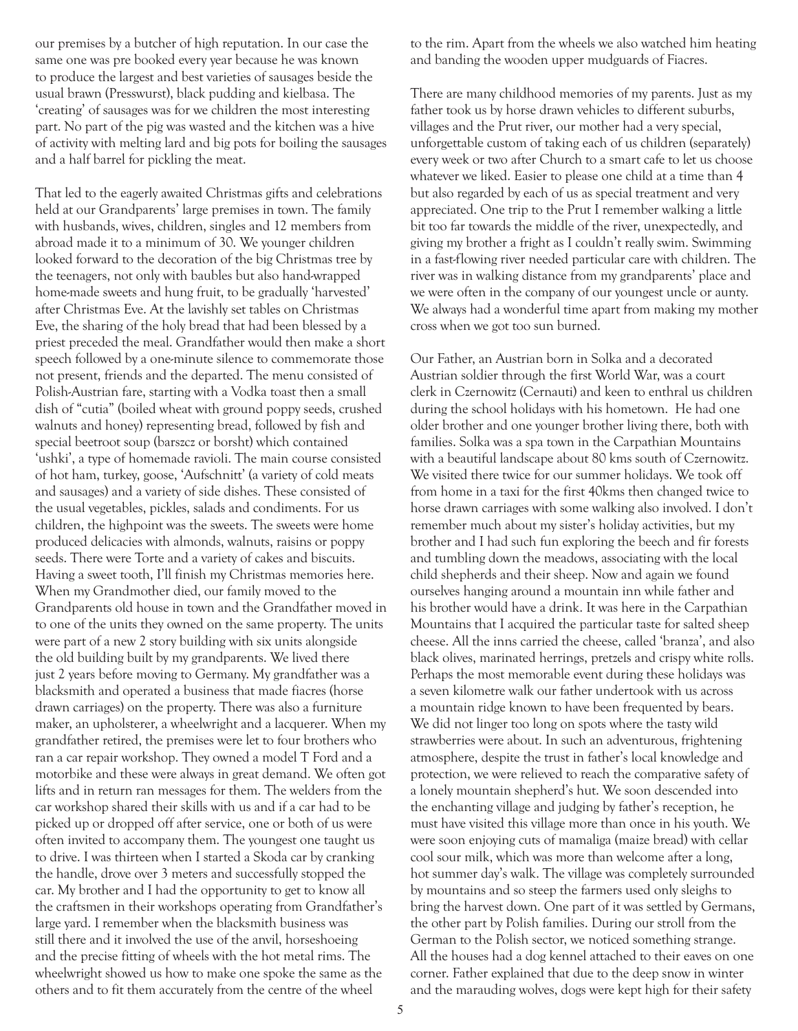our premises by a butcher of high reputation. In our case the same one was pre booked every year because he was known to produce the largest and best varieties of sausages beside the usual brawn (Presswurst), black pudding and kielbasa. The 'creating' of sausages was for we children the most interesting part. No part of the pig was wasted and the kitchen was a hive of activity with melting lard and big pots for boiling the sausages and a half barrel for pickling the meat.

That led to the eagerly awaited Christmas gifts and celebrations held at our Grandparents' large premises in town. The family with husbands, wives, children, singles and 12 members from abroad made it to a minimum of 30. We younger children looked forward to the decoration of the big Christmas tree by the teenagers, not only with baubles but also hand-wrapped home-made sweets and hung fruit, to be gradually 'harvested' after Christmas Eve. At the lavishly set tables on Christmas Eve, the sharing of the holy bread that had been blessed by a priest preceded the meal. Grandfather would then make a short speech followed by a one-minute silence to commemorate those not present, friends and the departed. The menu consisted of Polish-Austrian fare, starting with a Vodka toast then a small dish of "cutia" (boiled wheat with ground poppy seeds, crushed walnuts and honey) representing bread, followed by fish and special beetroot soup (barszcz or borsht) which contained 'ushki', a type of homemade ravioli. The main course consisted of hot ham, turkey, goose, 'Aufschnitt' (a variety of cold meats and sausages) and a variety of side dishes. These consisted of the usual vegetables, pickles, salads and condiments. For us children, the highpoint was the sweets. The sweets were home produced delicacies with almonds, walnuts, raisins or poppy seeds. There were Torte and a variety of cakes and biscuits. Having a sweet tooth, I'll finish my Christmas memories here.

When my Grandmother died, our family moved to the Grandparents old house in town and the Grandfather moved in to one of the units they owned on the same property. The units were part of a new 2 story building with six units alongside the old building built by my grandparents. We lived there just 2 years before moving to Germany. My grandfather was a blacksmith and operated a business that made fiacres (horse drawn carriages) on the property. There was also a furniture maker, an upholsterer, a wheelwright and a lacquerer. When my grandfather retired, the premises were let to four brothers who ran a car repair workshop. They owned a model T Ford and a motorbike and these were always in great demand. We often got lifts and in return ran messages for them. The welders from the car workshop shared their skills with us and if a car had to be picked up or dropped off after service, one or both of us were often invited to accompany them. The youngest one taught us to drive. I was thirteen when I started a Skoda car by cranking the handle, drove over 3 meters and successfully stopped the car. My brother and I had the opportunity to get to know all the craftsmen in their workshops operating from Grandfather's large yard. I remember when the blacksmith business was still there and it involved the use of the anvil, horseshoeing and the precise fitting of wheels with the hot metal rims. The wheelwright showed us how to make one spoke the same as the others and to fit them accurately from the centre of the wheel to the rim. Apart from the wheels we also watched him heating and banding the wooden upper mudguards of Fiacres.

There are many childhood memories of my parents. Just as my father took us by horse drawn vehicles to different suburbs, villages and the Prut river, our mother had a very special, unforgettable custom of taking each of us children (separately) every week or two after Church to a smart cafe to let us choose whatever we liked. Easier to please one child at a time than 4 but also regarded by each of us as special treatment and very appreciated. One trip to the Prut I remember walking a little bit too far towards the middle of the river, unexpectedly, and giving my brother a fright as I couldn't really swim. Swimming in a fast-flowing river needed particular care with children. The river was in walking distance from my grandparents' place and we were often in the company of our youngest uncle or aunty. We always had a wonderful time apart from making my mother cross when we got too sun burned.

Our Father, an Austrian born in Solka and a decorated Austrian soldier through the first World War, was a court clerk in Czernowitz (Cernauti) and keen to enthral us children during the school holidays with his hometown. He had one older brother and one younger brother living there, both with families. Solka was a spa town in the Carpathian Mountains with a beautiful landscape about 80 kms south of Czernowitz. We visited there twice for our summer holidays. We took off from home in a taxi for the first 40kms then changed twice to horse drawn carriages with some walking also involved. I don't remember much about my sister's holiday activities, but my brother and I had such fun exploring the beech and fir forests and tumbling down the meadows, associating with the local child shepherds and their sheep. Now and again we found ourselves hanging around a mountain inn while father and his brother would have a drink. It was here in the Carpathian Mountains that I acquired the particular taste for salted sheep cheese. All the inns carried the cheese, called 'branza', and also black olives, marinated herrings, pretzels and crispy white rolls. Perhaps the most memorable event during these holidays was a seven kilometre walk our father undertook with us across a mountain ridge known to have been frequented by bears. We did not linger too long on spots where the tasty wild strawberries were about. In such an adventurous, frightening atmosphere, despite the trust in father's local knowledge and protection, we were relieved to reach the comparative safety of a lonely mountain shepherd's hut. We soon descended into the enchanting village and judging by father's reception, he must have visited this village more than once in his youth. We were soon enjoying cuts of mamaliga (maize bread) with cellar cool sour milk, which was more than welcome after a long, hot summer day's walk. The village was completely surrounded by mountains and so steep the farmers used only sleighs to bring the harvest down. One part of it was settled by Germans, the other part by Polish families. During our stroll from the German to the Polish sector, we noticed something strange. All the houses had a dog kennel attached to their eaves on one corner. Father explained that due to the deep snow in winter and the marauding wolves, dogs were kept high for their safety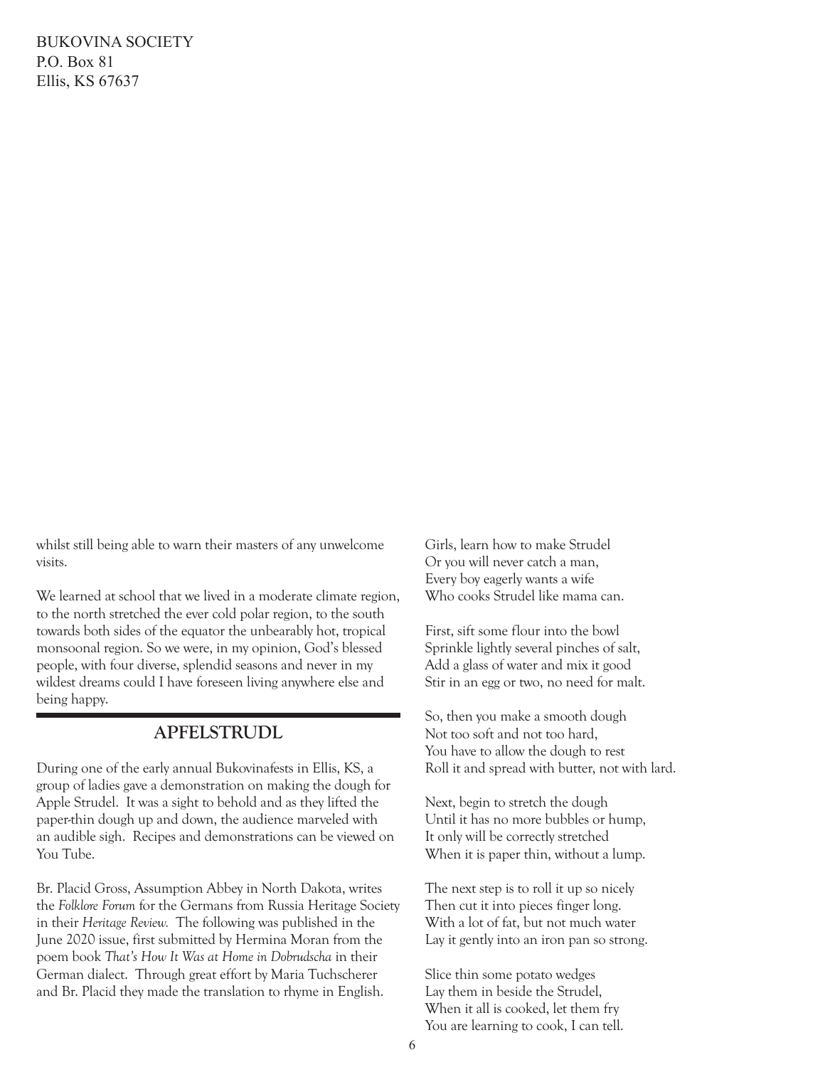BUKOVINA SOCIETY
P.O. Box 81
Ellis, KS 67637

whilst still being able to warn their masters of any unwelcome visits.

We learned at school that we lived in a moderate climate region, to the north stretched the ever cold polar region, to the south towards both sides of the equator the unbearably hot, tropical monsoonal region. So we were, in my opinion, God's blessed people, with four diverse, splendid seasons and never in my wildest dreams could I have foreseen living anywhere else and being happy.

## APFELSTRUDL

During one of the early annual Bukovinafests in Ellis, KS, a group of ladies gave a demonstration on making the dough for Apple Strudel. It was a sight to behold and as they lifted the paper-thin dough up and down, the audience marveled with an audible sigh. Recipes and demonstrations can be viewed on You Tube.

Br. Placid Gross, Assumption Abbey in North Dakota, writes the *Folklore Forum* for the Germans from Russia Heritage Society in their *Heritage Review.* The following was published in the June 2020 issue, first submitted by Hermina Moran from the poem book *That's How It Was at Home in Dobrudscha* in their German dialect. Through great effort by Maria Tuchscherer and Br. Placid they made the translation to rhyme in English.

Girls, learn how to make Strudel
Or you will never catch a man,
Every boy eagerly wants a wife
Who cooks Strudel like mama can.

First, sift some flour into the bowl
Sprinkle lightly several pinches of salt,
Add a glass of water and mix it good
Stir in an egg or two, no need for malt.

So, then you make a smooth dough
Not too soft and not too hard,
You have to allow the dough to rest
Roll it and spread with butter, not with lard.

Next, begin to stretch the dough
Until it has no more bubbles or hump,
It only will be correctly stretched
When it is paper thin, without a lump.

The next step is to roll it up so nicely
Then cut it into pieces finger long.
With a lot of fat, but not much water
Lay it gently into an iron pan so strong.

Slice thin some potato wedges
Lay them in beside the Strudel,
When it all is cooked, let them fry
You are learning to cook, I can tell.